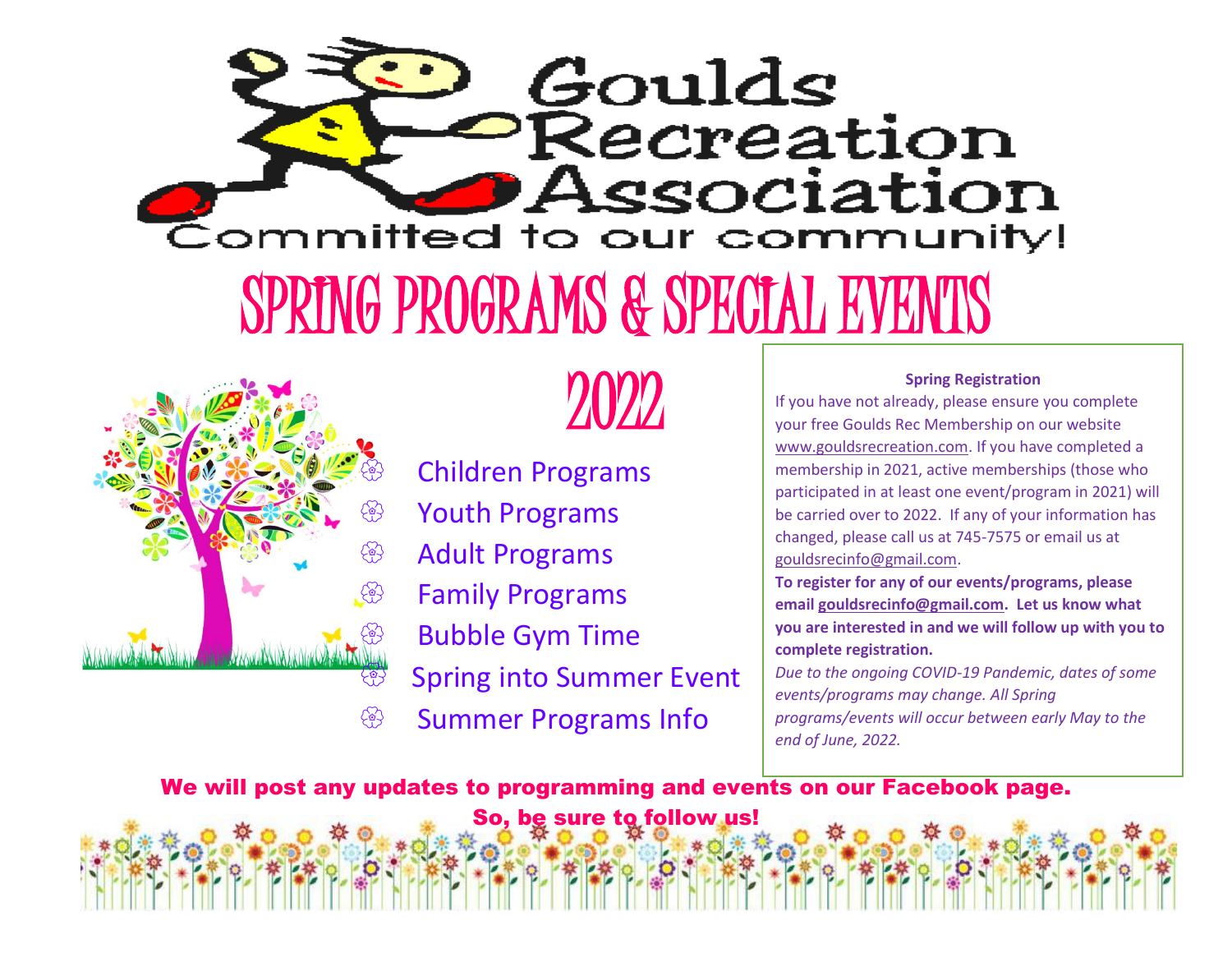# Goulds Recreation Association

Committed to our community!

# SPRING PROGRAMS & SPECIAL EVENTS

## 2022

- Children Programs
- Youth Programs
- Adult Programs
- Family Programs
- Bubble Gym Time
- Spring into Summer Event
- Summer Programs Info

**Spring Registration**

If you have not already, please ensure you complete your free Goulds Rec Membership on our website www.gouldsrecreation.com. If you have completed a membership in 2021, active memberships (those who participated in at least one event/program in 2021) will be carried over to 2022. If any of your information has changed, please call us at 745-7575 or email us at gouldsrecinfo@gmail.com.

**To register for any of our events/programs, please email gouldsrecinfo@gmail.com. Let us know what you are interested in and we will follow up with you to complete registration.**

*Due to the ongoing COVID-19 Pandemic, dates of some events/programs may change. All Spring programs/events will occur between early May to the end of June, 2022.*

**We will post any updates to programming and events on our Facebook page. So, be sure to follow us!**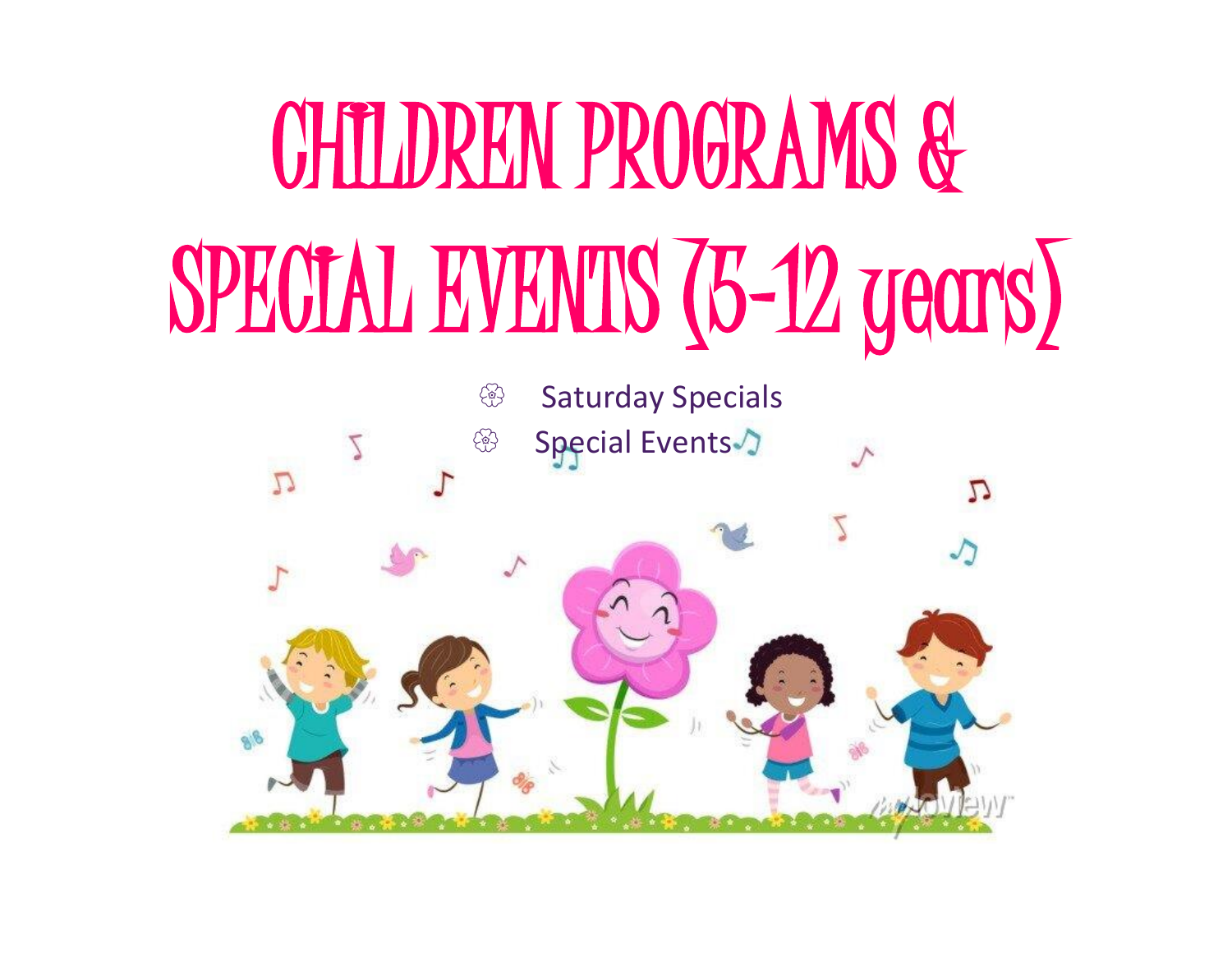# CHILDREN PROGRAMS & SPECIAL EVENTS (5-12 years)

- Saturday Specials
- Special Events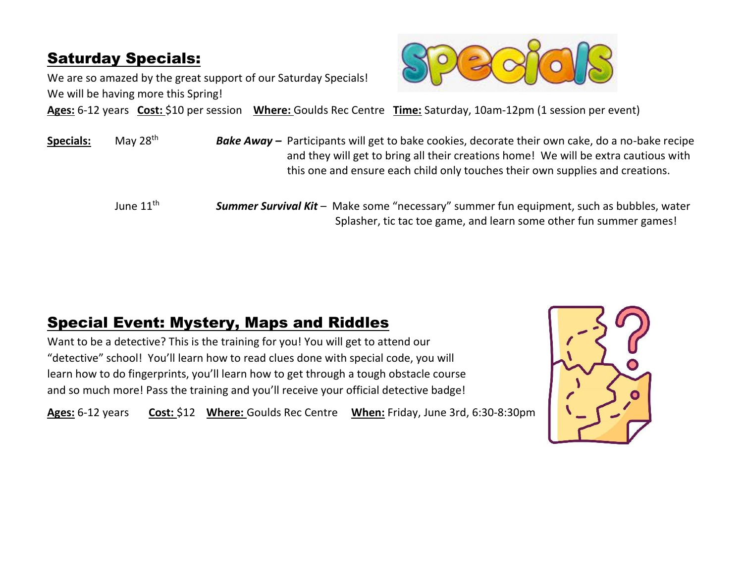## Saturday Specials:

We are so amazed by the great support of our Saturday Specials!
We will be having more this Spring!

**Ages:** 6-12 years **Cost:** $10 per session **Where:** Goulds Rec Centre **Time:** Saturday, 10am-12pm (1 session per event)

**Specials:**

May 28th — ***Bake Away*** – Participants will get to bake cookies, decorate their own cake, do a no-bake recipe and they will get to bring all their creations home! We will be extra cautious with this one and ensure each child only touches their own supplies and creations.

June 11th — ***Summer Survival Kit*** – Make some "necessary" summer fun equipment, such as bubbles, water Splasher, tic tac toe game, and learn some other fun summer games!

## Special Event: Mystery, Maps and Riddles

Want to be a detective? This is the training for you! You will get to attend our "detective" school! You'll learn how to read clues done with special code, you will learn how to do fingerprints, you'll learn how to get through a tough obstacle course and so much more! Pass the training and you'll receive your official detective badge!

**Ages:** 6-12 years **Cost:** $12 **Where:** Goulds Rec Centre **When:** Friday, June 3rd, 6:30-8:30pm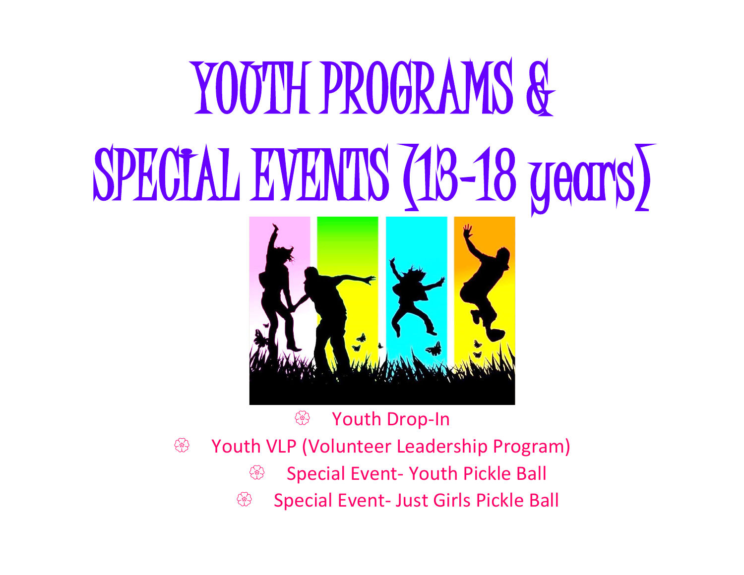# YOUTH PROGRAMS & SPECIAL EVENTS (13-18 years)

- Youth Drop-In
- Youth VLP (Volunteer Leadership Program)
- Special Event- Youth Pickle Ball
- Special Event- Just Girls Pickle Ball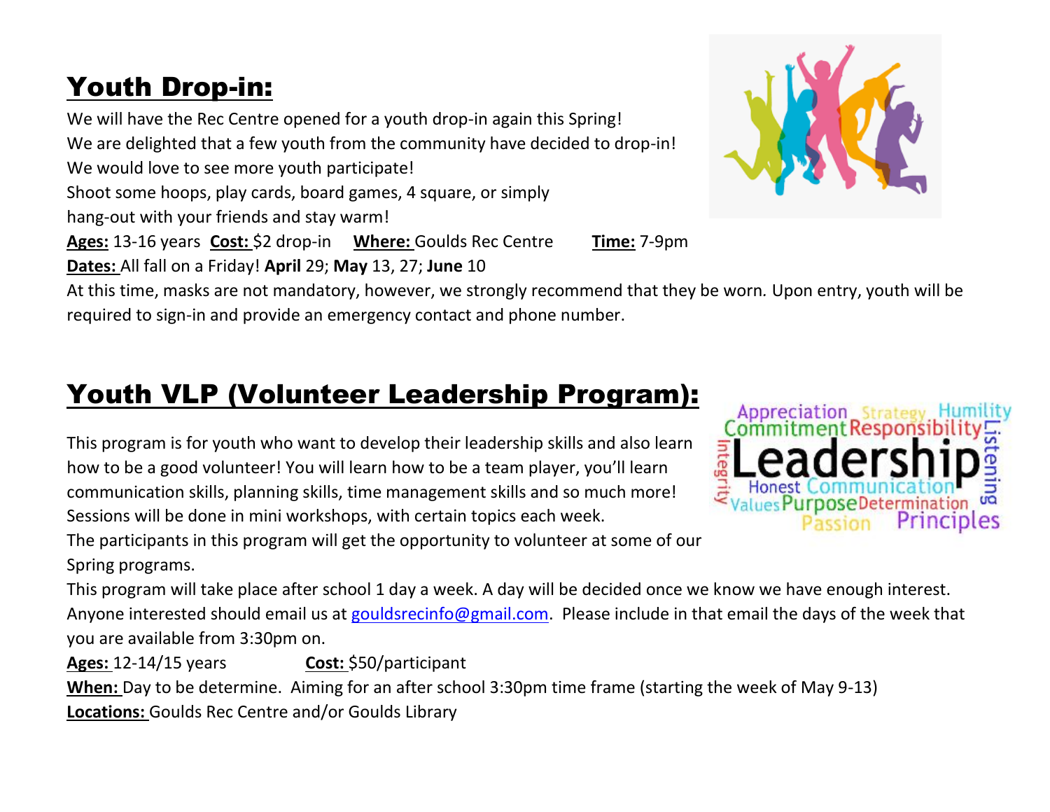# Youth Drop-in:

We will have the Rec Centre opened for a youth drop-in again this Spring!
We are delighted that a few youth from the community have decided to drop-in!
We would love to see more youth participate!
Shoot some hoops, play cards, board games, 4 square, or simply
hang-out with your friends and stay warm!

**Ages:** 13-16 years **Cost:** $2 drop-in **Where:** Goulds Rec Centre **Time:** 7-9pm

**Dates:** All fall on a Friday! **April** 29; **May** 13, 27; **June** 10

At this time, masks are not mandatory, however, we strongly recommend that they be worn. Upon entry, youth will be required to sign-in and provide an emergency contact and phone number.

# Youth VLP (Volunteer Leadership Program):

This program is for youth who want to develop their leadership skills and also learn how to be a good volunteer! You will learn how to be a team player, you'll learn communication skills, planning skills, time management skills and so much more! Sessions will be done in mini workshops, with certain topics each week.
The participants in this program will get the opportunity to volunteer at some of our Spring programs.
This program will take place after school 1 day a week. A day will be decided once we know we have enough interest. Anyone interested should email us at gouldsrecinfo@gmail.com. Please include in that email the days of the week that you are available from 3:30pm on.

**Ages:** 12-14/15 years **Cost:** $50/participant

**When:** Day to be determine. Aiming for an after school 3:30pm time frame (starting the week of May 9-13)

**Locations:** Goulds Rec Centre and/or Goulds Library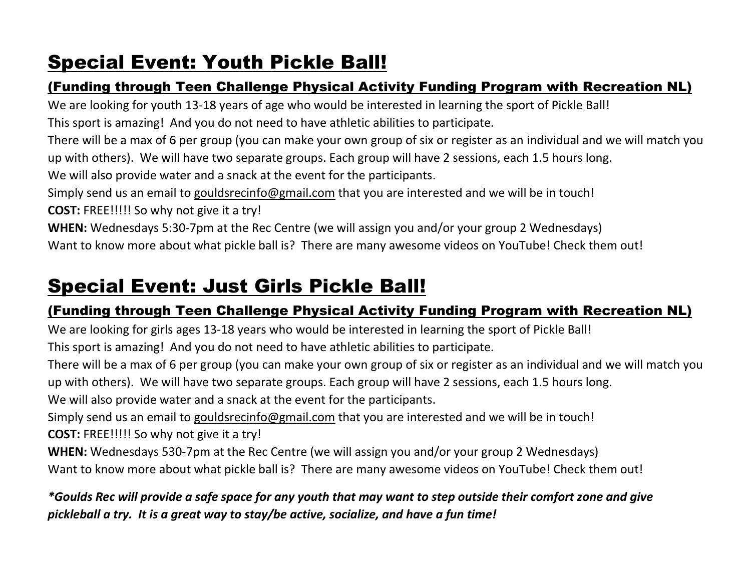# Special Event: Youth Pickle Ball!

### (Funding through Teen Challenge Physical Activity Funding Program with Recreation NL)

We are looking for youth 13-18 years of age who would be interested in learning the sport of Pickle Ball!
This sport is amazing! And you do not need to have athletic abilities to participate.
There will be a max of 6 per group (you can make your own group of six or register as an individual and we will match you up with others). We will have two separate groups. Each group will have 2 sessions, each 1.5 hours long.
We will also provide water and a snack at the event for the participants.
Simply send us an email to gouldsrecinfo@gmail.com that you are interested and we will be in touch!
**COST:** FREE!!!!! So why not give it a try!
**WHEN:** Wednesdays 5:30-7pm at the Rec Centre (we will assign you and/or your group 2 Wednesdays)
Want to know more about what pickle ball is? There are many awesome videos on YouTube! Check them out!

# Special Event: Just Girls Pickle Ball!

### (Funding through Teen Challenge Physical Activity Funding Program with Recreation NL)

We are looking for girls ages 13-18 years who would be interested in learning the sport of Pickle Ball!
This sport is amazing! And you do not need to have athletic abilities to participate.
There will be a max of 6 per group (you can make your own group of six or register as an individual and we will match you up with others). We will have two separate groups. Each group will have 2 sessions, each 1.5 hours long.
We will also provide water and a snack at the event for the participants.
Simply send us an email to gouldsrecinfo@gmail.com that you are interested and we will be in touch!
**COST:** FREE!!!!! So why not give it a try!
**WHEN:** Wednesdays 530-7pm at the Rec Centre (we will assign you and/or your group 2 Wednesdays)
Want to know more about what pickle ball is? There are many awesome videos on YouTube! Check them out!

***Goulds Rec will provide a safe space for any youth that may want to step outside their comfort zone and give pickleball a try. It is a great way to stay/be active, socialize, and have a fun time!***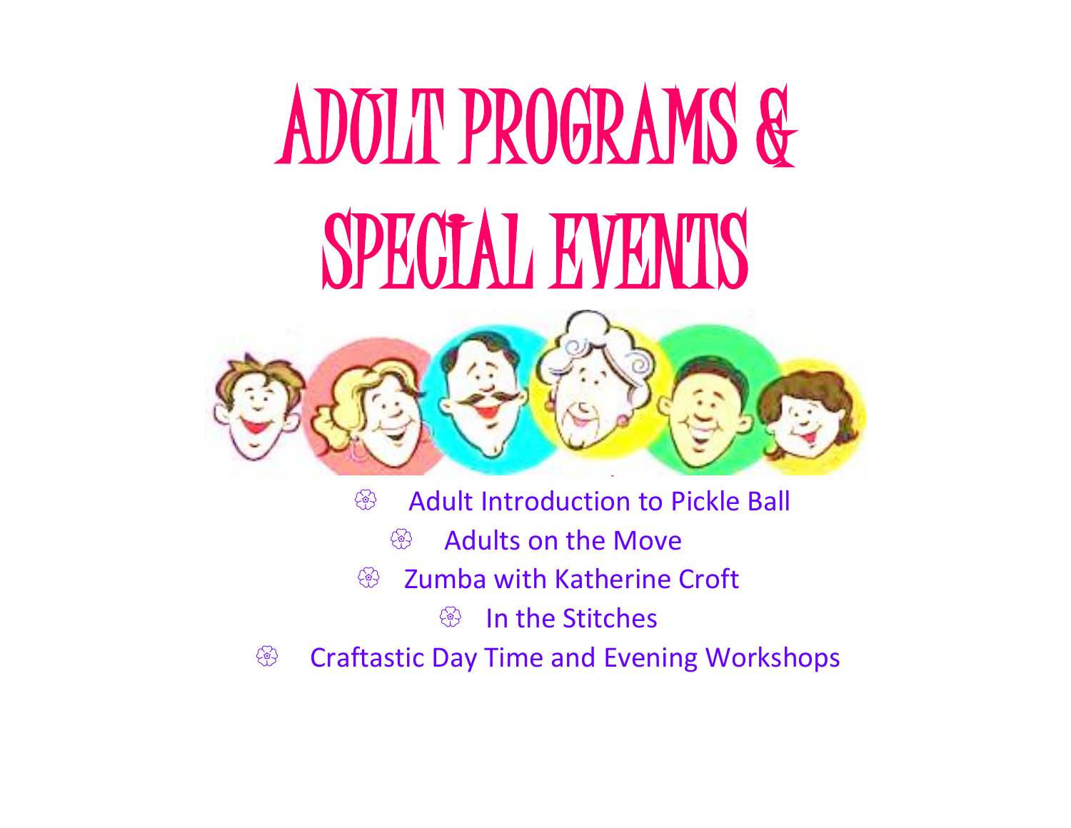# ADULT PROGRAMS & SPECIAL EVENTS

- Adult Introduction to Pickle Ball
- Adults on the Move
- Zumba with Katherine Croft
- In the Stitches
- Craftastic Day Time and Evening Workshops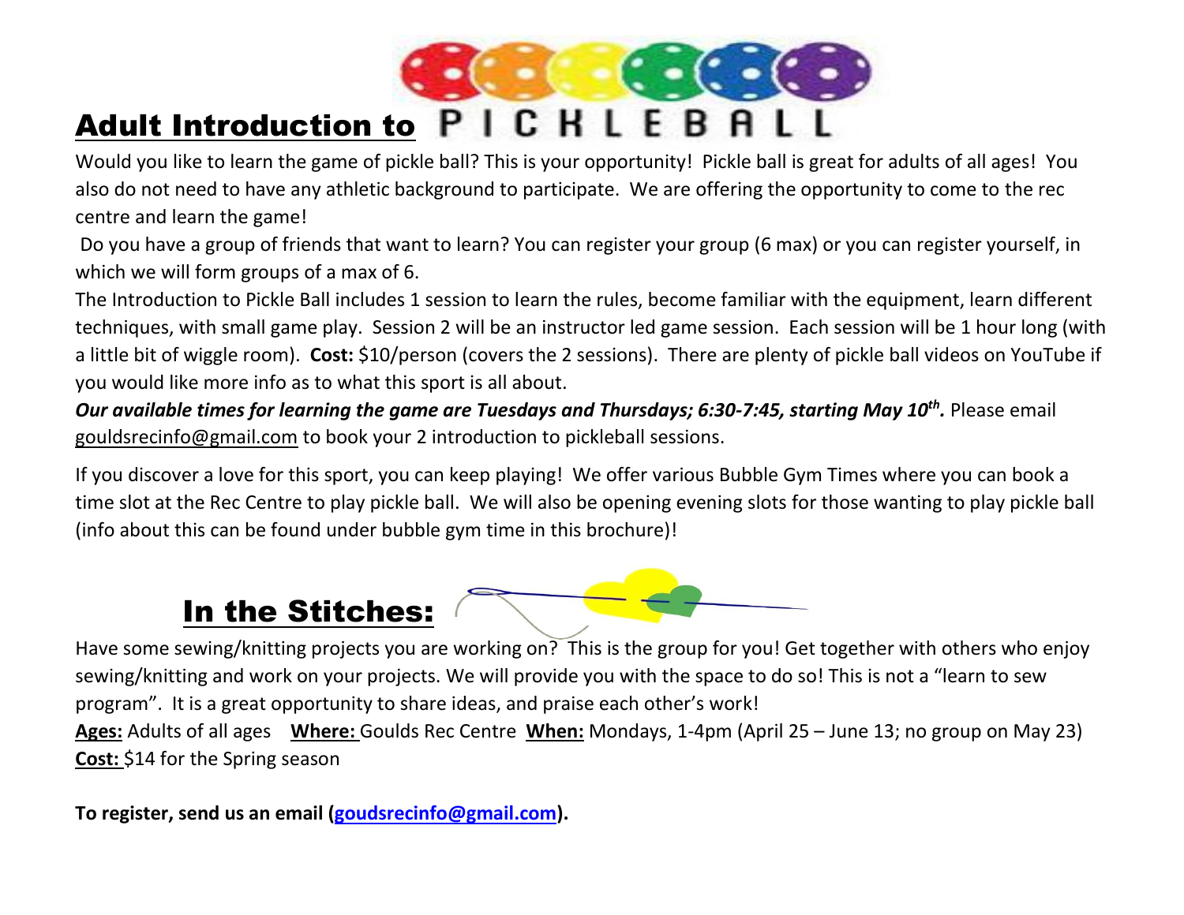## Adult Introduction to PICKLEBALL

Would you like to learn the game of pickle ball? This is your opportunity! Pickle ball is great for adults of all ages! You also do not need to have any athletic background to participate. We are offering the opportunity to come to the rec centre and learn the game!

Do you have a group of friends that want to learn? You can register your group (6 max) or you can register yourself, in which we will form groups of a max of 6.

The Introduction to Pickle Ball includes 1 session to learn the rules, become familiar with the equipment, learn different techniques, with small game play. Session 2 will be an instructor led game session. Each session will be 1 hour long (with a little bit of wiggle room). **Cost:** $10/person (covers the 2 sessions). There are plenty of pickle ball videos on YouTube if you would like more info as to what this sport is all about.

***Our available times for learning the game are Tuesdays and Thursdays; 6:30-7:45, starting May 10th.*** Please email gouldsrecinfo@gmail.com to book your 2 introduction to pickleball sessions.

If you discover a love for this sport, you can keep playing! We offer various Bubble Gym Times where you can book a time slot at the Rec Centre to play pickle ball. We will also be opening evening slots for those wanting to play pickle ball (info about this can be found under bubble gym time in this brochure)!

## In the Stitches:

Have some sewing/knitting projects you are working on? This is the group for you! Get together with others who enjoy sewing/knitting and work on your projects. We will provide you with the space to do so! This is not a "learn to sew program". It is a great opportunity to share ideas, and praise each other's work!

**Ages:** Adults of all ages **Where:** Goulds Rec Centre **When:** Mondays, 1-4pm (April 25 – June 13; no group on May 23)
**Cost:** $14 for the Spring season

**To register, send us an email (goudsrecinfo@gmail.com).**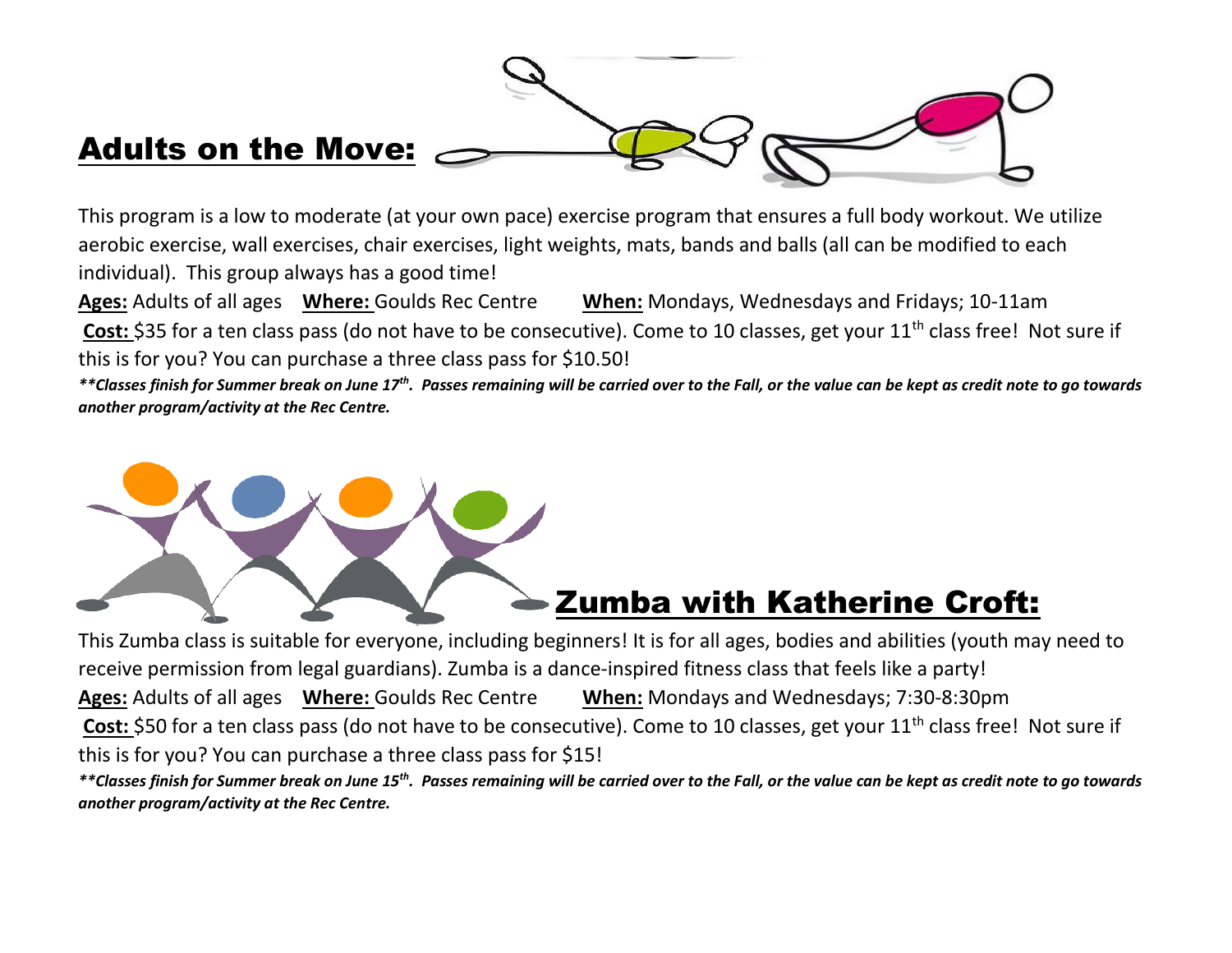## Adults on the Move:

This program is a low to moderate (at your own pace) exercise program that ensures a full body workout. We utilize aerobic exercise, wall exercises, chair exercises, light weights, mats, bands and balls (all can be modified to each individual). This group always has a good time!

**Ages:** Adults of all ages **Where:** Goulds Rec Centre **When:** Mondays, Wednesdays and Fridays; 10-11am

**Cost:** $35 for a ten class pass (do not have to be consecutive). Come to 10 classes, get your 11th class free! Not sure if this is for you? You can purchase a three class pass for $10.50!

***\*\*Classes finish for Summer break on June 17th. Passes remaining will be carried over to the Fall, or the value can be kept as credit note to go towards another program/activity at the Rec Centre.***

## Zumba with Katherine Croft:

This Zumba class is suitable for everyone, including beginners! It is for all ages, bodies and abilities (youth may need to receive permission from legal guardians). Zumba is a dance-inspired fitness class that feels like a party!

**Ages:** Adults of all ages **Where:** Goulds Rec Centre **When:** Mondays and Wednesdays; 7:30-8:30pm

**Cost:** $50 for a ten class pass (do not have to be consecutive). Come to 10 classes, get your 11th class free! Not sure if this is for you? You can purchase a three class pass for $15!

***\*\*Classes finish for Summer break on June 15th. Passes remaining will be carried over to the Fall, or the value can be kept as credit note to go towards another program/activity at the Rec Centre.***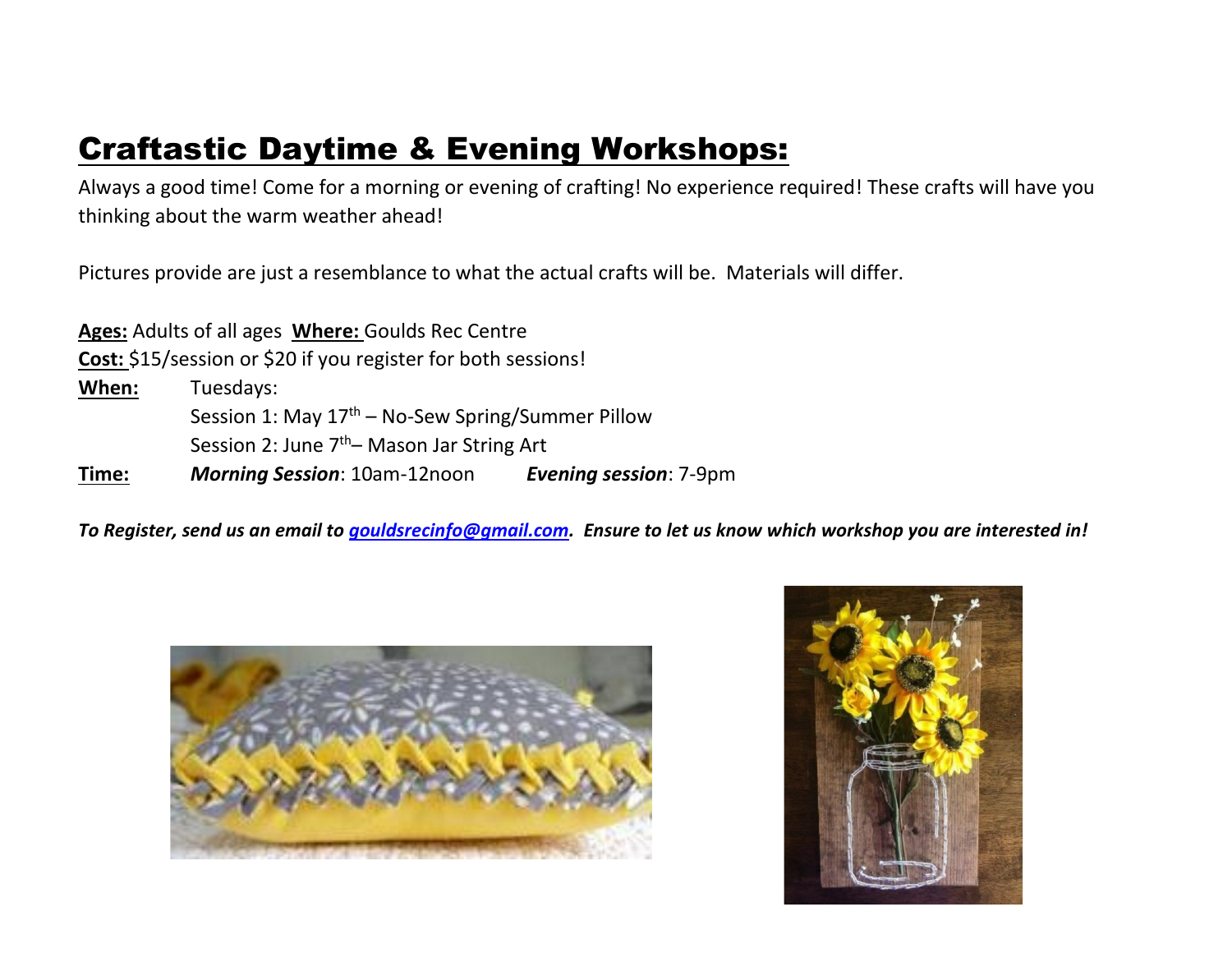# Craftastic Daytime & Evening Workshops:

Always a good time! Come for a morning or evening of crafting! No experience required! These crafts will have you thinking about the warm weather ahead!

Pictures provide are just a resemblance to what the actual crafts will be. Materials will differ.

**Ages:** Adults of all ages **Where:** Goulds Rec Centre
**Cost:** $15/session or $20 if you register for both sessions!
**When:** Tuesdays:
Session 1: May 17th – No-Sew Spring/Summer Pillow
Session 2: June 7th– Mason Jar String Art
**Time:** ***Morning Session***: 10am-12noon ***Evening session***: 7-9pm

***To Register, send us an email to gouldsrecinfo@gmail.com. Ensure to let us know which workshop you are interested in!***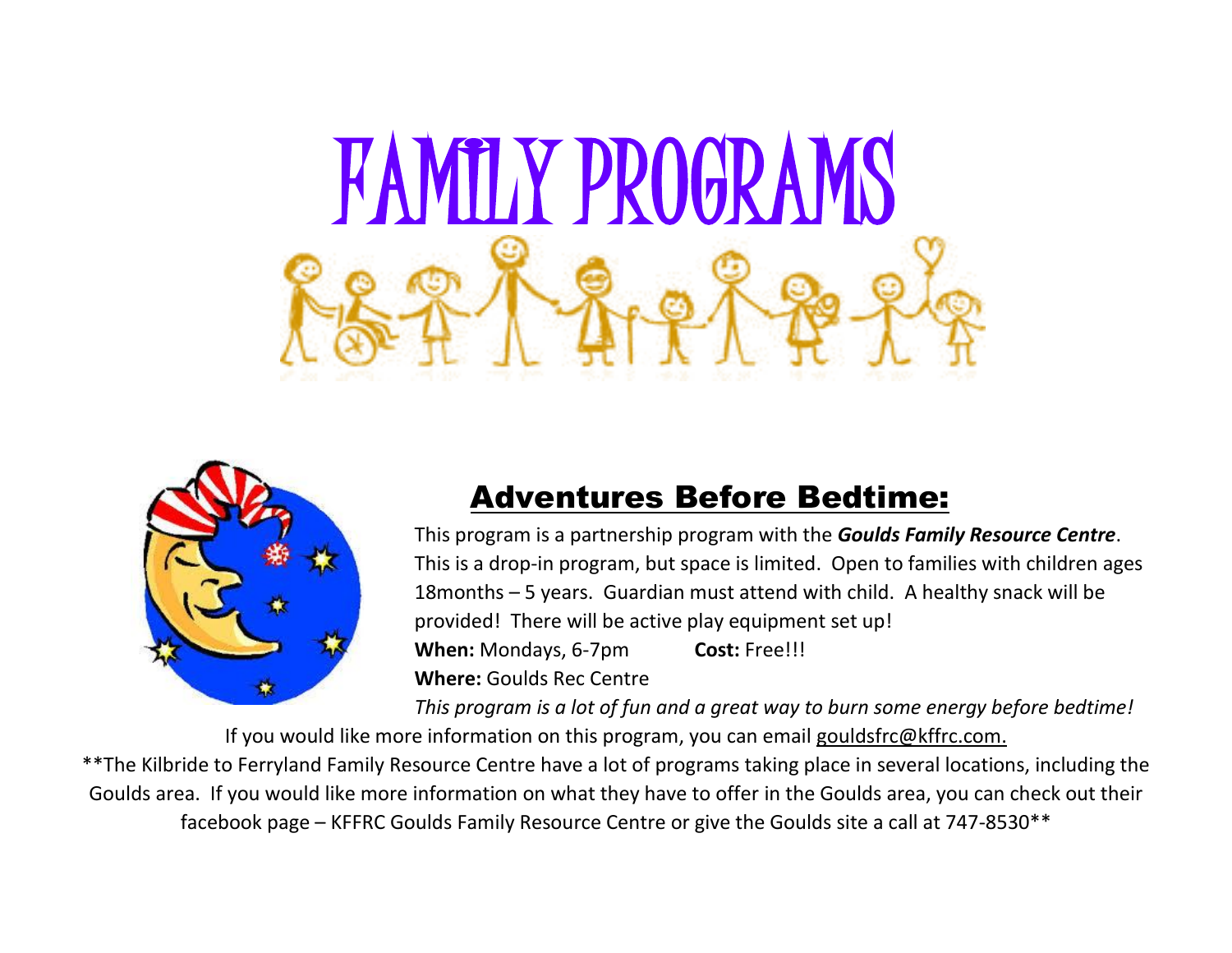# FAMILY PROGRAMS

## Adventures Before Bedtime:

This program is a partnership program with the ***Goulds Family Resource Centre***. This is a drop-in program, but space is limited. Open to families with children ages 18months – 5 years. Guardian must attend with child. A healthy snack will be provided! There will be active play equipment set up!

**When:** Mondays, 6-7pm **Cost:** Free!!!

**Where:** Goulds Rec Centre

*This program is a lot of fun and a great way to burn some energy before bedtime!*

If you would like more information on this program, you can email gouldsfrc@kffrc.com.

**The Kilbride to Ferryland Family Resource Centre have a lot of programs taking place in several locations, including the Goulds area. If you would like more information on what they have to offer in the Goulds area, you can check out their facebook page – KFFRC Goulds Family Resource Centre or give the Goulds site a call at 747-8530**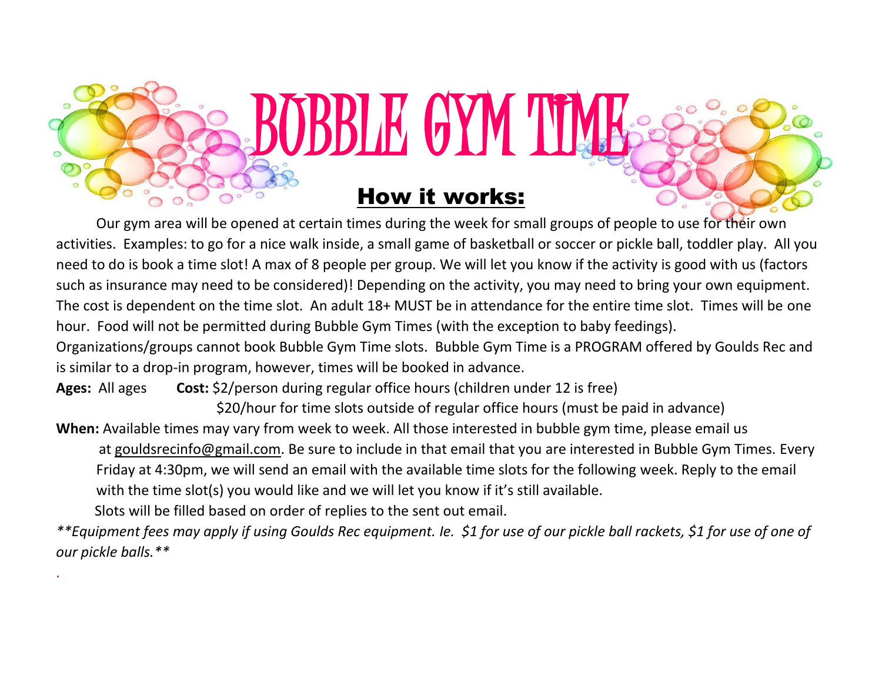# Bubble Gym Time

## How it works:

Our gym area will be opened at certain times during the week for small groups of people to use for their own activities. Examples: to go for a nice walk inside, a small game of basketball or soccer or pickle ball, toddler play. All you need to do is book a time slot! A max of 8 people per group. We will let you know if the activity is good with us (factors such as insurance may need to be considered)! Depending on the activity, you may need to bring your own equipment. The cost is dependent on the time slot. An adult 18+ MUST be in attendance for the entire time slot. Times will be one hour. Food will not be permitted during Bubble Gym Times (with the exception to baby feedings). Organizations/groups cannot book Bubble Gym Time slots. Bubble Gym Time is a PROGRAM offered by Goulds Rec and is similar to a drop-in program, however, times will be booked in advance.

**Ages:** All ages **Cost:** $2/person during regular office hours (children under 12 is free)
$20/hour for time slots outside of regular office hours (must be paid in advance)

**When:** Available times may vary from week to week. All those interested in bubble gym time, please email us at gouldsrecinfo@gmail.com. Be sure to include in that email that you are interested in Bubble Gym Times. Every Friday at 4:30pm, we will send an email with the available time slots for the following week. Reply to the email with the time slot(s) you would like and we will let you know if it's still available.
Slots will be filled based on order of replies to the sent out email.

*\*\*Equipment fees may apply if using Goulds Rec equipment. Ie. $1 for use of our pickle ball rackets, $1 for use of one of our pickle balls.\*\**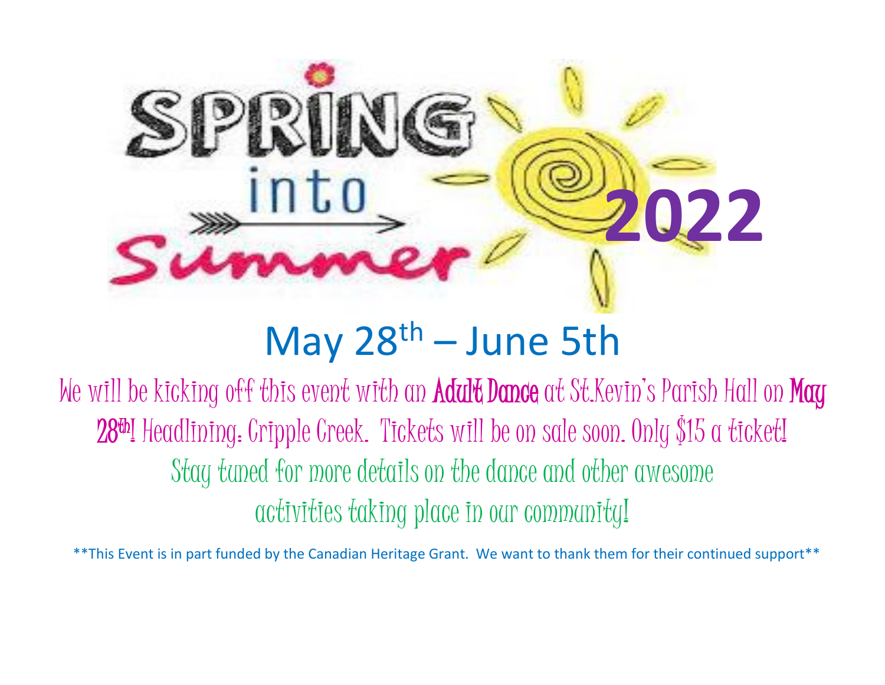# SPRING into Summer 2022

## May 28th – June 5th

We will be kicking off this event with an **Adult Dance** at St.Kevin's Parish Hall on **May 28th**! Headlining: Cripple Creek. Tickets will be on sale soon. Only $15 a ticket! Stay tuned for more details on the dance and other awesome activities taking place in our community!

**This Event is in part funded by the Canadian Heritage Grant. We want to thank them for their continued support**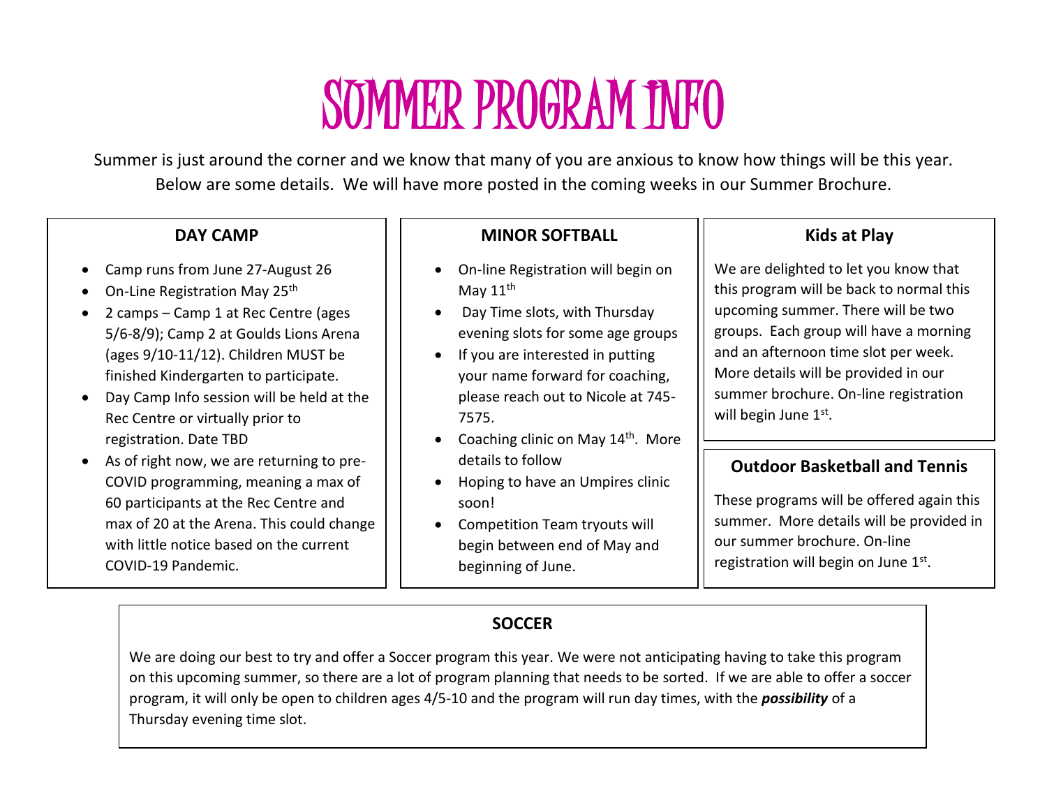# SUMMER PROGRAM INFO

Summer is just around the corner and we know that many of you are anxious to know how things will be this year. Below are some details. We will have more posted in the coming weeks in our Summer Brochure.

## DAY CAMP

- Camp runs from June 27-August 26
- On-Line Registration May 25th
- 2 camps – Camp 1 at Rec Centre (ages 5/6-8/9); Camp 2 at Goulds Lions Arena (ages 9/10-11/12). Children MUST be finished Kindergarten to participate.
- Day Camp Info session will be held at the Rec Centre or virtually prior to registration. Date TBD
- As of right now, we are returning to pre-COVID programming, meaning a max of 60 participants at the Rec Centre and max of 20 at the Arena. This could change with little notice based on the current COVID-19 Pandemic.

## MINOR SOFTBALL

- On-line Registration will begin on May 11th
- Day Time slots, with Thursday evening slots for some age groups
- If you are interested in putting your name forward for coaching, please reach out to Nicole at 745-7575.
- Coaching clinic on May 14th. More details to follow
- Hoping to have an Umpires clinic soon!
- Competition Team tryouts will begin between end of May and beginning of June.

## Kids at Play

We are delighted to let you know that this program will be back to normal this upcoming summer. There will be two groups. Each group will have a morning and an afternoon time slot per week. More details will be provided in our summer brochure. On-line registration will begin June 1st.

## Outdoor Basketball and Tennis

These programs will be offered again this summer. More details will be provided in our summer brochure. On-line registration will begin on June 1st.

## SOCCER

We are doing our best to try and offer a Soccer program this year. We were not anticipating having to take this program on this upcoming summer, so there are a lot of program planning that needs to be sorted. If we are able to offer a soccer program, it will only be open to children ages 4/5-10 and the program will run day times, with the ***possibility*** of a Thursday evening time slot.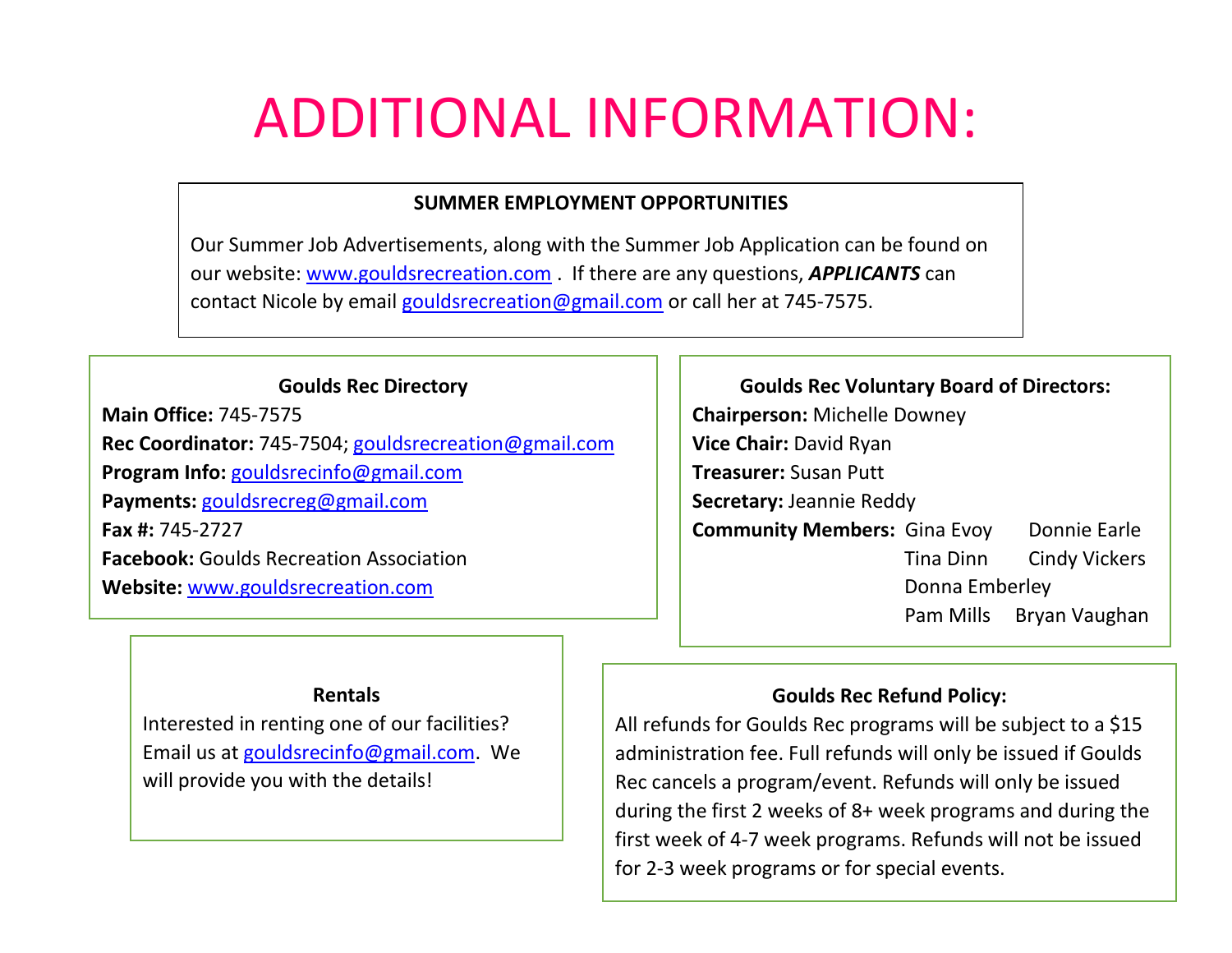# ADDITIONAL INFORMATION:

### SUMMER EMPLOYMENT OPPORTUNITIES

Our Summer Job Advertisements, along with the Summer Job Application can be found on our website: www.gouldsrecreation.com . If there are any questions, ***APPLICANTS*** can contact Nicole by email gouldsrecreation@gmail.com or call her at 745-7575.

### Goulds Rec Directory

**Main Office:** 745-7575
**Rec Coordinator:** 745-7504; gouldsrecreation@gmail.com
**Program Info:** gouldsrecinfo@gmail.com
**Payments:** gouldsrecreg@gmail.com
**Fax #:** 745-2727
**Facebook:** Goulds Recreation Association
**Website:** www.gouldsrecreation.com

### Goulds Rec Voluntary Board of Directors:

**Chairperson:** Michelle Downey
**Vice Chair:** David Ryan
**Treasurer:** Susan Putt
**Secretary:** Jeannie Reddy
**Community Members:** Gina Evoy, Donnie Earle, Tina Dinn, Cindy Vickers, Donna Emberley, Pam Mills, Bryan Vaughan

### Rentals

Interested in renting one of our facilities? Email us at gouldsrecinfo@gmail.com. We will provide you with the details!

### Goulds Rec Refund Policy:

All refunds for Goulds Rec programs will be subject to a $15 administration fee. Full refunds will only be issued if Goulds Rec cancels a program/event. Refunds will only be issued during the first 2 weeks of 8+ week programs and during the first week of 4-7 week programs. Refunds will not be issued for 2-3 week programs or for special events.